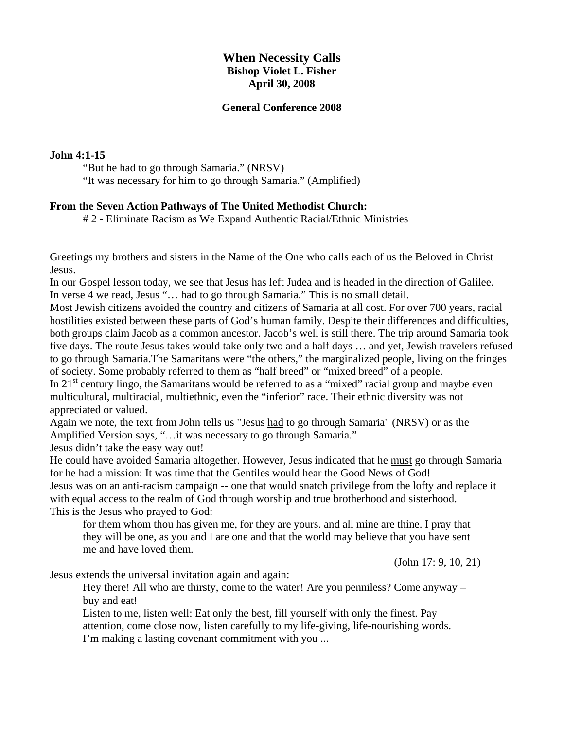# When Necessity Calls

**Bishop Violet L. Fisher**
**April 30, 2008**

**General Conference 2008**

**John 4:1-15**

> "But he had to go through Samaria." (NRSV)
> "It was necessary for him to go through Samaria." (Amplified)

**From the Seven Action Pathways of The United Methodist Church:**

> # 2 - Eliminate Racism as We Expand Authentic Racial/Ethnic Ministries

Greetings my brothers and sisters in the Name of the One who calls each of us the Beloved in Christ Jesus.

In our Gospel lesson today, we see that Jesus has left Judea and is headed in the direction of Galilee. In verse 4 we read, Jesus "… had to go through Samaria." This is no small detail.

Most Jewish citizens avoided the country and citizens of Samaria at all cost. For over 700 years, racial hostilities existed between these parts of God's human family. Despite their differences and difficulties, both groups claim Jacob as a common ancestor. Jacob's well is still there. The trip around Samaria took five days. The route Jesus takes would take only two and a half days … and yet, Jewish travelers refused to go through Samaria.The Samaritans were "the others," the marginalized people, living on the fringes of society. Some probably referred to them as "half breed" or "mixed breed" of a people.

In 21st century lingo, the Samaritans would be referred to as a "mixed" racial group and maybe even multicultural, multiracial, multiethnic, even the "inferior" race. Their ethnic diversity was not appreciated or valued.

Again we note, the text from John tells us "Jesus had to go through Samaria" (NRSV) or as the Amplified Version says, "…it was necessary to go through Samaria."

Jesus didn't take the easy way out!

He could have avoided Samaria altogether. However, Jesus indicated that he must go through Samaria for he had a mission: It was time that the Gentiles would hear the Good News of God!

Jesus was on an anti-racism campaign -- one that would snatch privilege from the lofty and replace it with equal access to the realm of God through worship and true brotherhood and sisterhood.

This is the Jesus who prayed to God:

> for them whom thou has given me, for they are yours. and all mine are thine. I pray that they will be one, as you and I are one and that the world may believe that you have sent me and have loved them.
>
> (John 17: 9, 10, 21)

Jesus extends the universal invitation again and again:

> Hey there! All who are thirsty, come to the water! Are you penniless? Come anyway – buy and eat!
> Listen to me, listen well: Eat only the best, fill yourself with only the finest. Pay attention, come close now, listen carefully to my life-giving, life-nourishing words. I'm making a lasting covenant commitment with you ...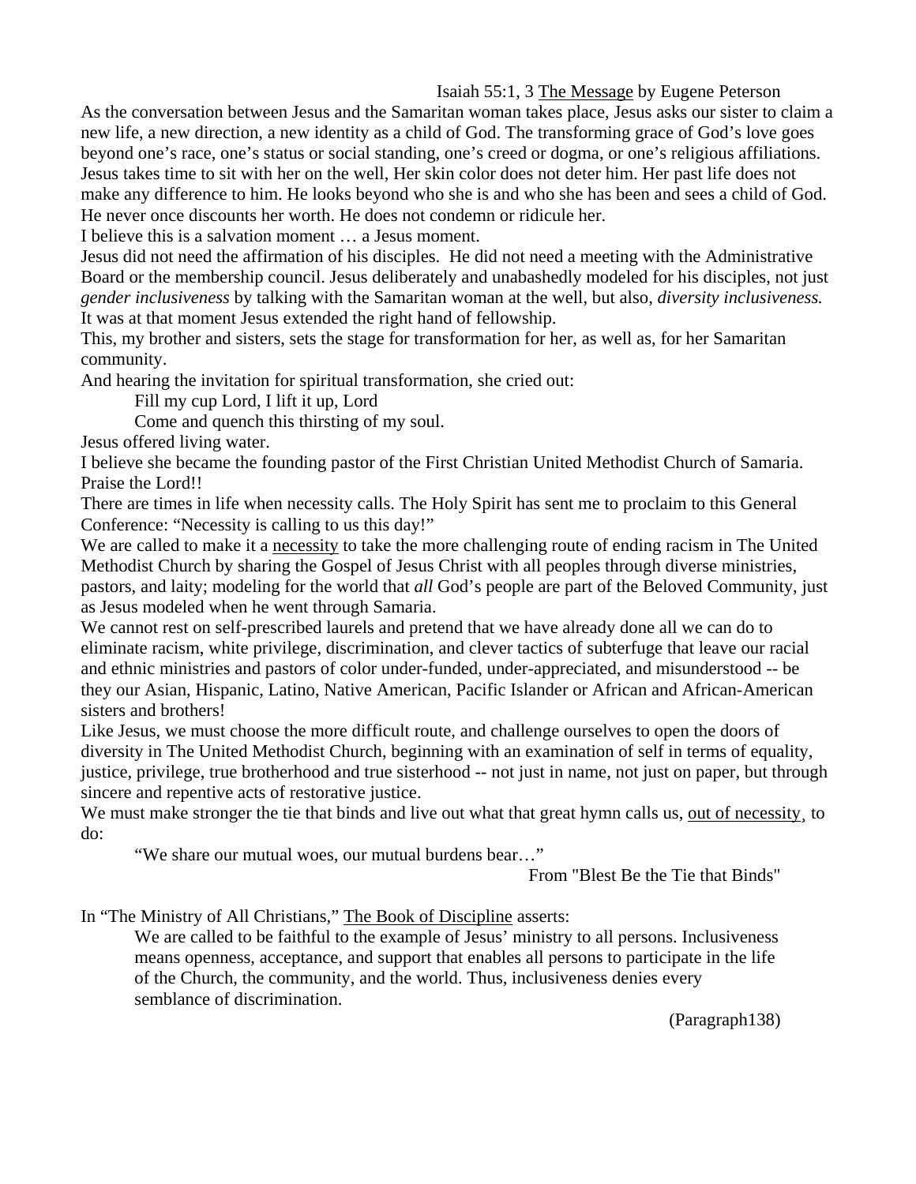Isaiah 55:1, 3 The Message by Eugene Peterson

As the conversation between Jesus and the Samaritan woman takes place, Jesus asks our sister to claim a new life, a new direction, a new identity as a child of God. The transforming grace of God's love goes beyond one's race, one's status or social standing, one's creed or dogma, or one's religious affiliations. Jesus takes time to sit with her on the well, Her skin color does not deter him. Her past life does not make any difference to him. He looks beyond who she is and who she has been and sees a child of God. He never once discounts her worth. He does not condemn or ridicule her.

I believe this is a salvation moment … a Jesus moment.

Jesus did not need the affirmation of his disciples. He did not need a meeting with the Administrative Board or the membership council. Jesus deliberately and unabashedly modeled for his disciples, not just *gender inclusiveness* by talking with the Samaritan woman at the well, but also, *diversity inclusiveness.* It was at that moment Jesus extended the right hand of fellowship.

This, my brother and sisters, sets the stage for transformation for her, as well as, for her Samaritan community.

And hearing the invitation for spiritual transformation, she cried out:

> Fill my cup Lord, I lift it up, Lord
> Come and quench this thirsting of my soul.

Jesus offered living water.

I believe she became the founding pastor of the First Christian United Methodist Church of Samaria. Praise the Lord!!

There are times in life when necessity calls. The Holy Spirit has sent me to proclaim to this General Conference: "Necessity is calling to us this day!"

We are called to make it a necessity to take the more challenging route of ending racism in The United Methodist Church by sharing the Gospel of Jesus Christ with all peoples through diverse ministries, pastors, and laity; modeling for the world that *all* God's people are part of the Beloved Community, just as Jesus modeled when he went through Samaria.

We cannot rest on self-prescribed laurels and pretend that we have already done all we can do to eliminate racism, white privilege, discrimination, and clever tactics of subterfuge that leave our racial and ethnic ministries and pastors of color under-funded, under-appreciated, and misunderstood -- be they our Asian, Hispanic, Latino, Native American, Pacific Islander or African and African-American sisters and brothers!

Like Jesus, we must choose the more difficult route, and challenge ourselves to open the doors of diversity in The United Methodist Church, beginning with an examination of self in terms of equality, justice, privilege, true brotherhood and true sisterhood -- not just in name, not just on paper, but through sincere and repentive acts of restorative justice.

We must make stronger the tie that binds and live out what that great hymn calls us, out of necessity, to do:

> "We share our mutual woes, our mutual burdens bear…"

From "Blest Be the Tie that Binds"

In "The Ministry of All Christians," The Book of Discipline asserts:

> We are called to be faithful to the example of Jesus' ministry to all persons. Inclusiveness means openness, acceptance, and support that enables all persons to participate in the life of the Church, the community, and the world. Thus, inclusiveness denies every semblance of discrimination.

(Paragraph138)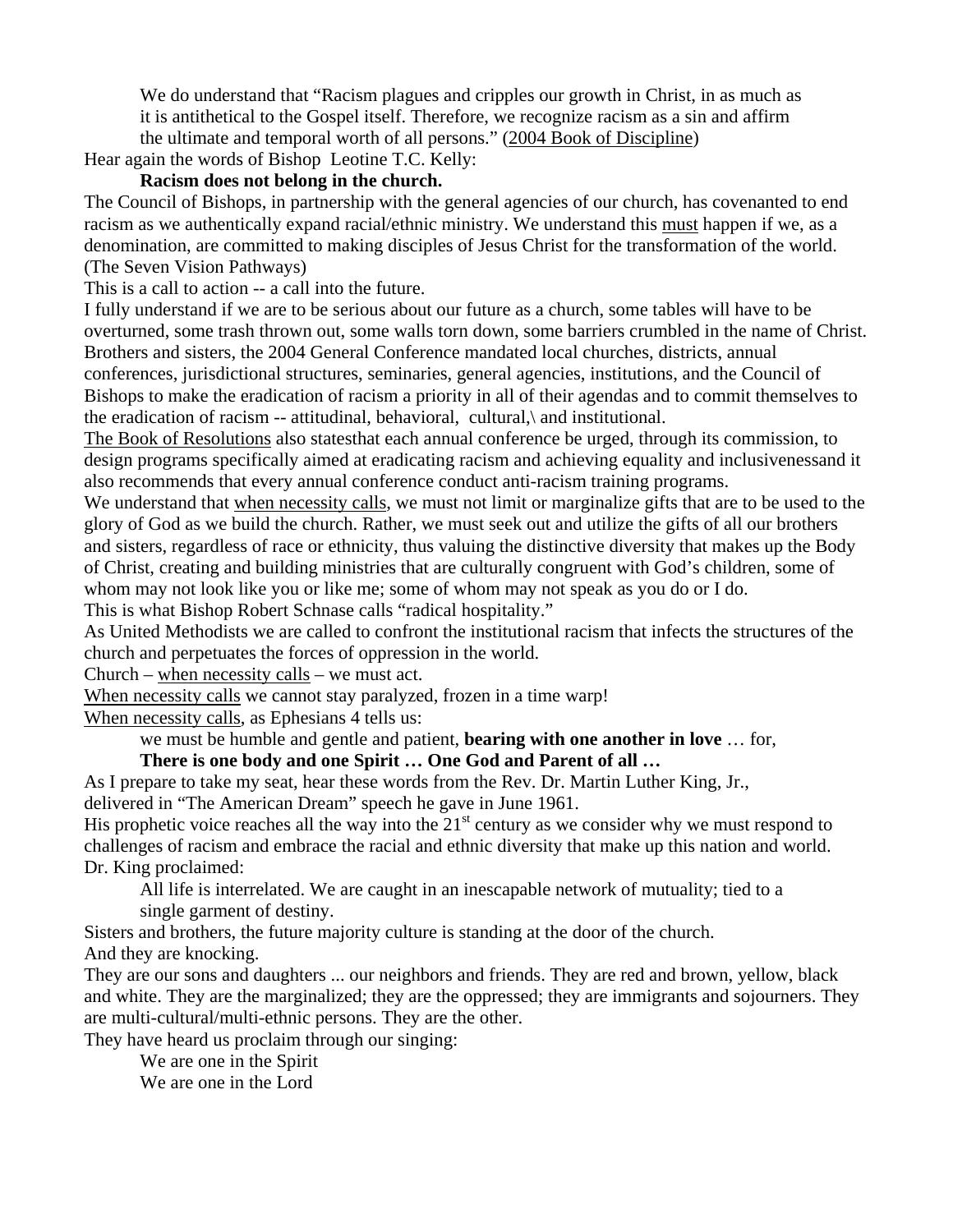We do understand that "Racism plagues and cripples our growth in Christ, in as much as it is antithetical to the Gospel itself. Therefore, we recognize racism as a sin and affirm the ultimate and temporal worth of all persons." (2004 Book of Discipline)

Hear again the words of Bishop Leotine T.C. Kelly:

**Racism does not belong in the church.**

The Council of Bishops, in partnership with the general agencies of our church, has covenanted to end racism as we authentically expand racial/ethnic ministry. We understand this must happen if we, as a denomination, are committed to making disciples of Jesus Christ for the transformation of the world. (The Seven Vision Pathways)

This is a call to action -- a call into the future.

I fully understand if we are to be serious about our future as a church, some tables will have to be overturned, some trash thrown out, some walls torn down, some barriers crumbled in the name of Christ.

Brothers and sisters, the 2004 General Conference mandated local churches, districts, annual conferences, jurisdictional structures, seminaries, general agencies, institutions, and the Council of Bishops to make the eradication of racism a priority in all of their agendas and to commit themselves to the eradication of racism -- attitudinal, behavioral, cultural,\ and institutional.

The Book of Resolutions also statesthat each annual conference be urged, through its commission, to design programs specifically aimed at eradicating racism and achieving equality and inclusivenessand it also recommends that every annual conference conduct anti-racism training programs.

We understand that when necessity calls, we must not limit or marginalize gifts that are to be used to the glory of God as we build the church. Rather, we must seek out and utilize the gifts of all our brothers and sisters, regardless of race or ethnicity, thus valuing the distinctive diversity that makes up the Body of Christ, creating and building ministries that are culturally congruent with God's children, some of whom may not look like you or like me; some of whom may not speak as you do or I do.

This is what Bishop Robert Schnase calls "radical hospitality."

As United Methodists we are called to confront the institutional racism that infects the structures of the church and perpetuates the forces of oppression in the world.

Church – when necessity calls – we must act.

When necessity calls we cannot stay paralyzed, frozen in a time warp!

When necessity calls, as Ephesians 4 tells us:

we must be humble and gentle and patient, **bearing with one another in love** … for,

**There is one body and one Spirit … One God and Parent of all …**

As I prepare to take my seat, hear these words from the Rev. Dr. Martin Luther King, Jr., delivered in "The American Dream" speech he gave in June 1961.

His prophetic voice reaches all the way into the 21st century as we consider why we must respond to challenges of racism and embrace the racial and ethnic diversity that make up this nation and world.

Dr. King proclaimed:

All life is interrelated. We are caught in an inescapable network of mutuality; tied to a single garment of destiny.

Sisters and brothers, the future majority culture is standing at the door of the church.

And they are knocking.

They are our sons and daughters ... our neighbors and friends. They are red and brown, yellow, black and white. They are the marginalized; they are the oppressed; they are immigrants and sojourners. They are multi-cultural/multi-ethnic persons. They are the other.

They have heard us proclaim through our singing:

We are one in the Spirit  
We are one in the Lord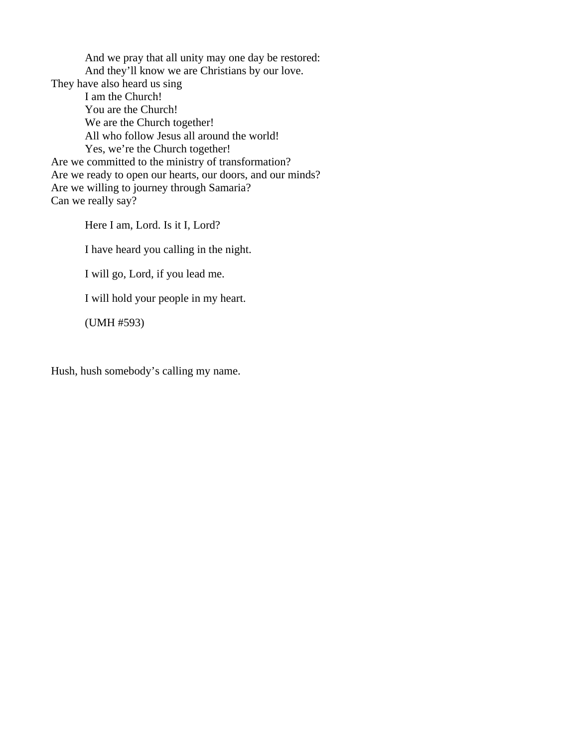And we pray that all unity may one day be restored:
And they'll know we are Christians by our love.

They have also heard us sing

I am the Church!
You are the Church!
We are the Church together!
All who follow Jesus all around the world!
Yes, we're the Church together!

Are we committed to the ministry of transformation?
Are we ready to open our hearts, our doors, and our minds?
Are we willing to journey through Samaria?
Can we really say?

Here I am, Lord. Is it I, Lord?

I have heard you calling in the night.

I will go, Lord, if you lead me.

I will hold your people in my heart.

(UMH #593)

Hush, hush somebody's calling my name.